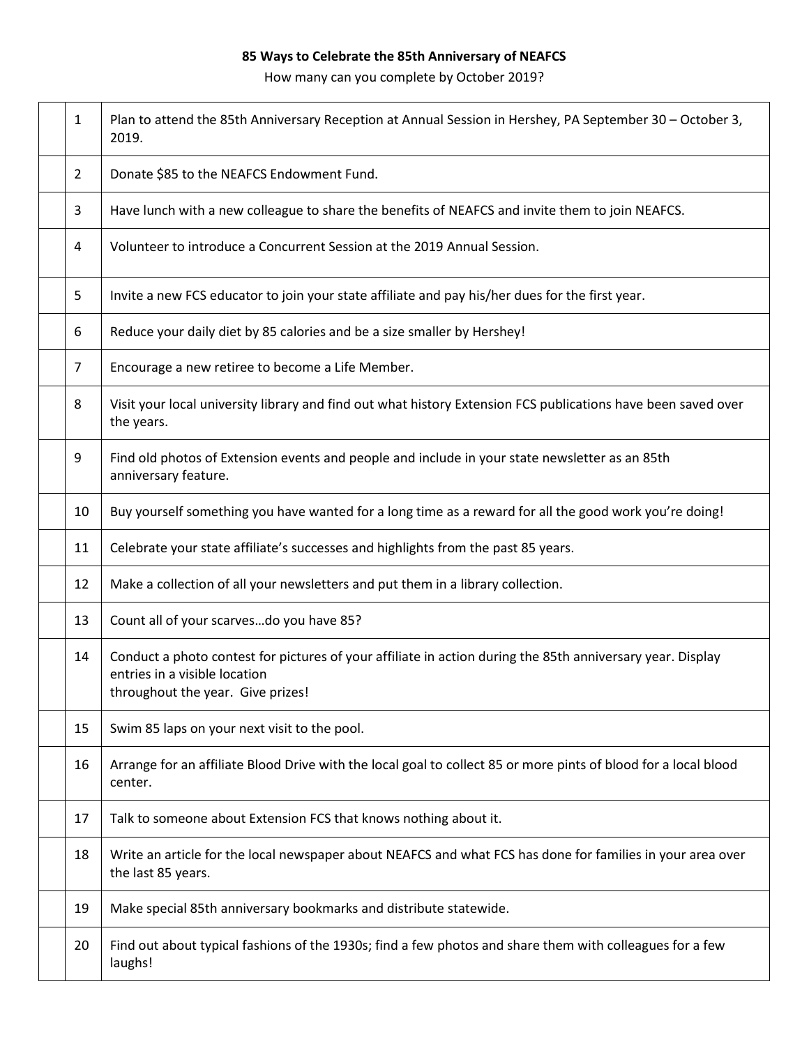**85 Ways to Celebrate the 85th Anniversary of NEAFCS**

How many can you complete by October 2019?

| | | |
|---|---|---|
| | 1 | Plan to attend the 85th Anniversary Reception at Annual Session in Hershey, PA September 30 – October 3, 2019. |
| | 2 | Donate $85 to the NEAFCS Endowment Fund. |
| | 3 | Have lunch with a new colleague to share the benefits of NEAFCS and invite them to join NEAFCS. |
| | 4 | Volunteer to introduce a Concurrent Session at the 2019 Annual Session. |
| | 5 | Invite a new FCS educator to join your state affiliate and pay his/her dues for the first year. |
| | 6 | Reduce your daily diet by 85 calories and be a size smaller by Hershey! |
| | 7 | Encourage a new retiree to become a Life Member. |
| | 8 | Visit your local university library and find out what history Extension FCS publications have been saved over the years. |
| | 9 | Find old photos of Extension events and people and include in your state newsletter as an 85th anniversary feature. |
| | 10 | Buy yourself something you have wanted for a long time as a reward for all the good work you're doing! |
| | 11 | Celebrate your state affiliate's successes and highlights from the past 85 years. |
| | 12 | Make a collection of all your newsletters and put them in a library collection. |
| | 13 | Count all of your scarves…do you have 85? |
| | 14 | Conduct a photo contest for pictures of your affiliate in action during the 85th anniversary year. Display entries in a visible location throughout the year. Give prizes! |
| | 15 | Swim 85 laps on your next visit to the pool. |
| | 16 | Arrange for an affiliate Blood Drive with the local goal to collect 85 or more pints of blood for a local blood center. |
| | 17 | Talk to someone about Extension FCS that knows nothing about it. |
| | 18 | Write an article for the local newspaper about NEAFCS and what FCS has done for families in your area over the last 85 years. |
| | 19 | Make special 85th anniversary bookmarks and distribute statewide. |
| | 20 | Find out about typical fashions of the 1930s; find a few photos and share them with colleagues for a few laughs! |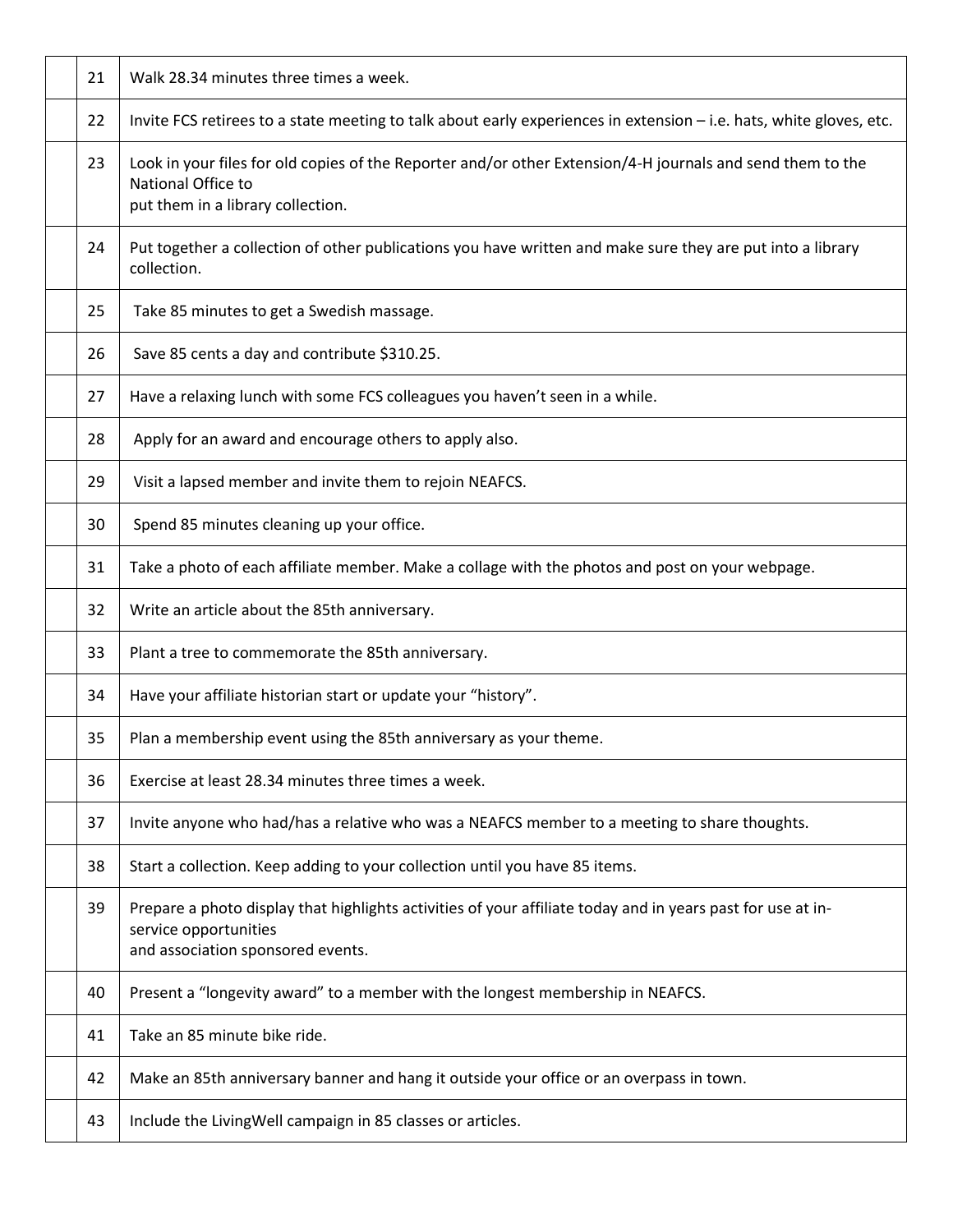| | | |
|---|---|---|
| | 21 | Walk 28.34 minutes three times a week. |
| | 22 | Invite FCS retirees to a state meeting to talk about early experiences in extension – i.e. hats, white gloves, etc. |
| | 23 | Look in your files for old copies of the Reporter and/or other Extension/4-H journals and send them to the National Office to put them in a library collection. |
| | 24 | Put together a collection of other publications you have written and make sure they are put into a library collection. |
| | 25 | Take 85 minutes to get a Swedish massage. |
| | 26 | Save 85 cents a day and contribute $310.25. |
| | 27 | Have a relaxing lunch with some FCS colleagues you haven't seen in a while. |
| | 28 | Apply for an award and encourage others to apply also. |
| | 29 | Visit a lapsed member and invite them to rejoin NEAFCS. |
| | 30 | Spend 85 minutes cleaning up your office. |
| | 31 | Take a photo of each affiliate member. Make a collage with the photos and post on your webpage. |
| | 32 | Write an article about the 85th anniversary. |
| | 33 | Plant a tree to commemorate the 85th anniversary. |
| | 34 | Have your affiliate historian start or update your "history". |
| | 35 | Plan a membership event using the 85th anniversary as your theme. |
| | 36 | Exercise at least 28.34 minutes three times a week. |
| | 37 | Invite anyone who had/has a relative who was a NEAFCS member to a meeting to share thoughts. |
| | 38 | Start a collection. Keep adding to your collection until you have 85 items. |
| | 39 | Prepare a photo display that highlights activities of your affiliate today and in years past for use at in-service opportunities and association sponsored events. |
| | 40 | Present a "longevity award" to a member with the longest membership in NEAFCS. |
| | 41 | Take an 85 minute bike ride. |
| | 42 | Make an 85th anniversary banner and hang it outside your office or an overpass in town. |
| | 43 | Include the LivingWell campaign in 85 classes or articles. |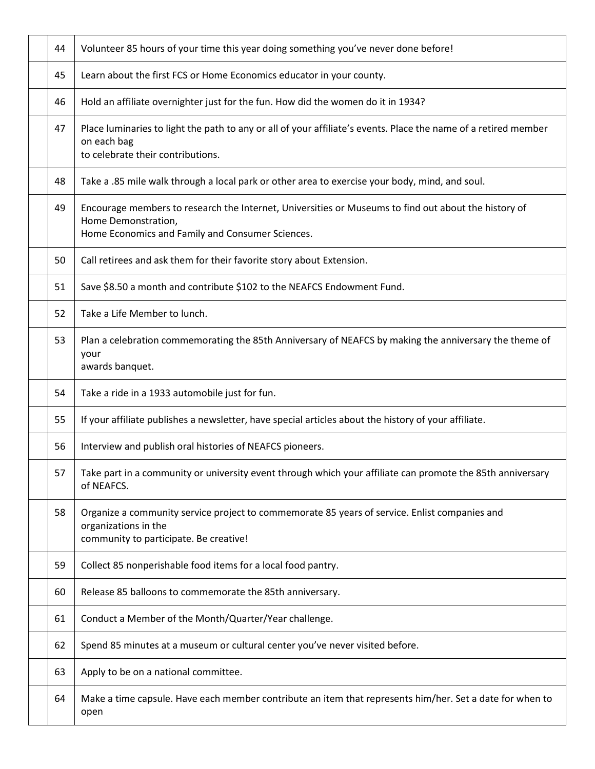| | | |
|---|---|---|
| | 44 | Volunteer 85 hours of your time this year doing something you've never done before! |
| | 45 | Learn about the first FCS or Home Economics educator in your county. |
| | 46 | Hold an affiliate overnighter just for the fun. How did the women do it in 1934? |
| | 47 | Place luminaries to light the path to any or all of your affiliate's events. Place the name of a retired member on each bag to celebrate their contributions. |
| | 48 | Take a .85 mile walk through a local park or other area to exercise your body, mind, and soul. |
| | 49 | Encourage members to research the Internet, Universities or Museums to find out about the history of Home Demonstration, Home Economics and Family and Consumer Sciences. |
| | 50 | Call retirees and ask them for their favorite story about Extension. |
| | 51 | Save $8.50 a month and contribute $102 to the NEAFCS Endowment Fund. |
| | 52 | Take a Life Member to lunch. |
| | 53 | Plan a celebration commemorating the 85th Anniversary of NEAFCS by making the anniversary the theme of your awards banquet. |
| | 54 | Take a ride in a 1933 automobile just for fun. |
| | 55 | If your affiliate publishes a newsletter, have special articles about the history of your affiliate. |
| | 56 | Interview and publish oral histories of NEAFCS pioneers. |
| | 57 | Take part in a community or university event through which your affiliate can promote the 85th anniversary of NEAFCS. |
| | 58 | Organize a community service project to commemorate 85 years of service. Enlist companies and organizations in the community to participate. Be creative! |
| | 59 | Collect 85 nonperishable food items for a local food pantry. |
| | 60 | Release 85 balloons to commemorate the 85th anniversary. |
| | 61 | Conduct a Member of the Month/Quarter/Year challenge. |
| | 62 | Spend 85 minutes at a museum or cultural center you've never visited before. |
| | 63 | Apply to be on a national committee. |
| | 64 | Make a time capsule. Have each member contribute an item that represents him/her. Set a date for when to open |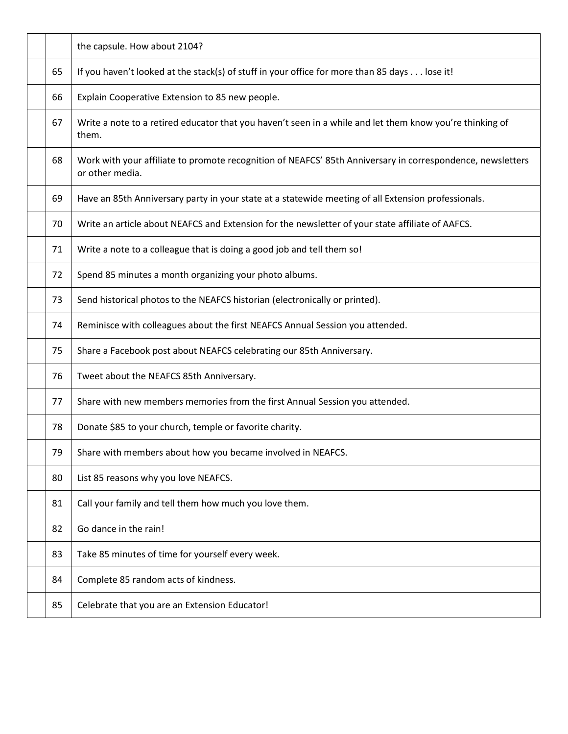| | | |
|---|---|---|
| | | the capsule. How about 2104? |
| | 65 | If you haven't looked at the stack(s) of stuff in your office for more than 85 days . . . lose it! |
| | 66 | Explain Cooperative Extension to 85 new people. |
| | 67 | Write a note to a retired educator that you haven't seen in a while and let them know you're thinking of them. |
| | 68 | Work with your affiliate to promote recognition of NEAFCS' 85th Anniversary in correspondence, newsletters or other media. |
| | 69 | Have an 85th Anniversary party in your state at a statewide meeting of all Extension professionals. |
| | 70 | Write an article about NEAFCS and Extension for the newsletter of your state affiliate of AAFCS. |
| | 71 | Write a note to a colleague that is doing a good job and tell them so! |
| | 72 | Spend 85 minutes a month organizing your photo albums. |
| | 73 | Send historical photos to the NEAFCS historian (electronically or printed). |
| | 74 | Reminisce with colleagues about the first NEAFCS Annual Session you attended. |
| | 75 | Share a Facebook post about NEAFCS celebrating our 85th Anniversary. |
| | 76 | Tweet about the NEAFCS 85th Anniversary. |
| | 77 | Share with new members memories from the first Annual Session you attended. |
| | 78 | Donate $85 to your church, temple or favorite charity. |
| | 79 | Share with members about how you became involved in NEAFCS. |
| | 80 | List 85 reasons why you love NEAFCS. |
| | 81 | Call your family and tell them how much you love them. |
| | 82 | Go dance in the rain! |
| | 83 | Take 85 minutes of time for yourself every week. |
| | 84 | Complete 85 random acts of kindness. |
| | 85 | Celebrate that you are an Extension Educator! |